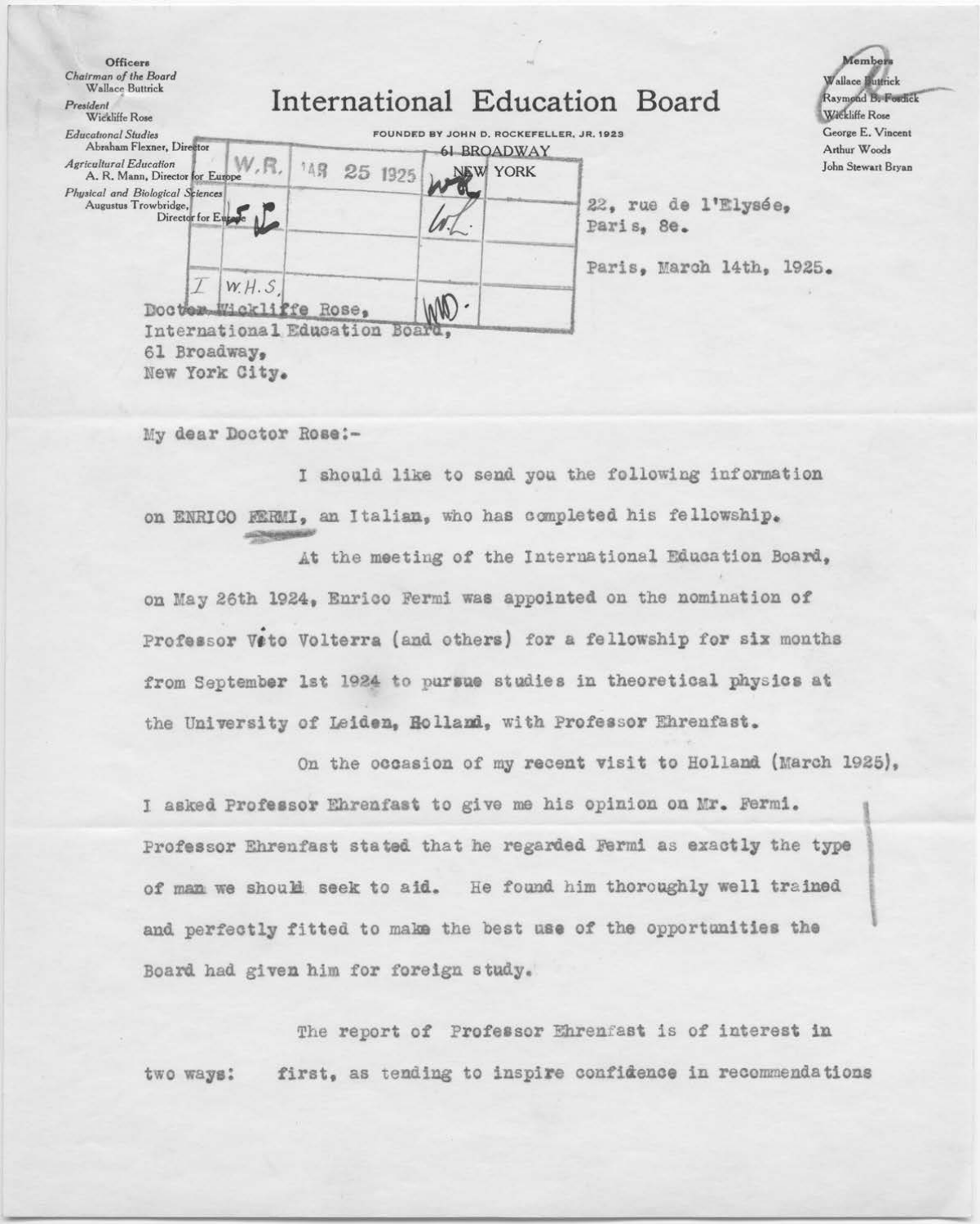**Officers**
*Chairman of the Board*
Wallace Buttrick
*President*
Wickliffe Rose
*Educational Studies*
Abraham Flexner, Director
*Agricultural Education*
A. R. Mann, Director for Europe
*Physical and Biological Sciences*
Augustus Trowbridge, Director for Europe

# International Education Board

FOUNDED BY JOHN D. ROCKEFELLER, JR. 1923
61 BROADWAY
NEW YORK

**Members**
Wallace Buttrick
Raymond B. Fosdick
Wickliffe Rose
George E. Vincent
Arthur Woods
John Stewart Bryan

| W.R. | MAR 25 1925 | | |
|---|---|---|---|
| | | | |
| | | | |
| I | W.H.S. | | |

22, rue de l'Elysée,
Paris, 8e.

Paris, March 14th, 1925.

Doctor Wickliffe Rose,
International Education Board,
61 Broadway,
New York City.

My dear Doctor Rose:-

I should like to send you the following information on ENRICO FERMI, an Italian, who has completed his fellowship.

At the meeting of the International Education Board, on May 26th 1924, Enrico Fermi was appointed on the nomination of Professor Vito Volterra (and others) for a fellowship for six months from September 1st 1924 to pursue studies in theoretical physics at the University of Leiden, Holland, with Professor Ehrenfast.

On the occasion of my recent visit to Holland (March 1925), I asked Professor Ehrenfast to give me his opinion on Mr. Fermi. Professor Ehrenfast stated that he regarded Fermi as exactly the type of man we should seek to aid. He found him thoroughly well trained and perfectly fitted to make the best use of the opportunities the Board had given him for foreign study.

The report of Professor Ehrenfast is of interest in two ways: first, as tending to inspire confidence in recommendations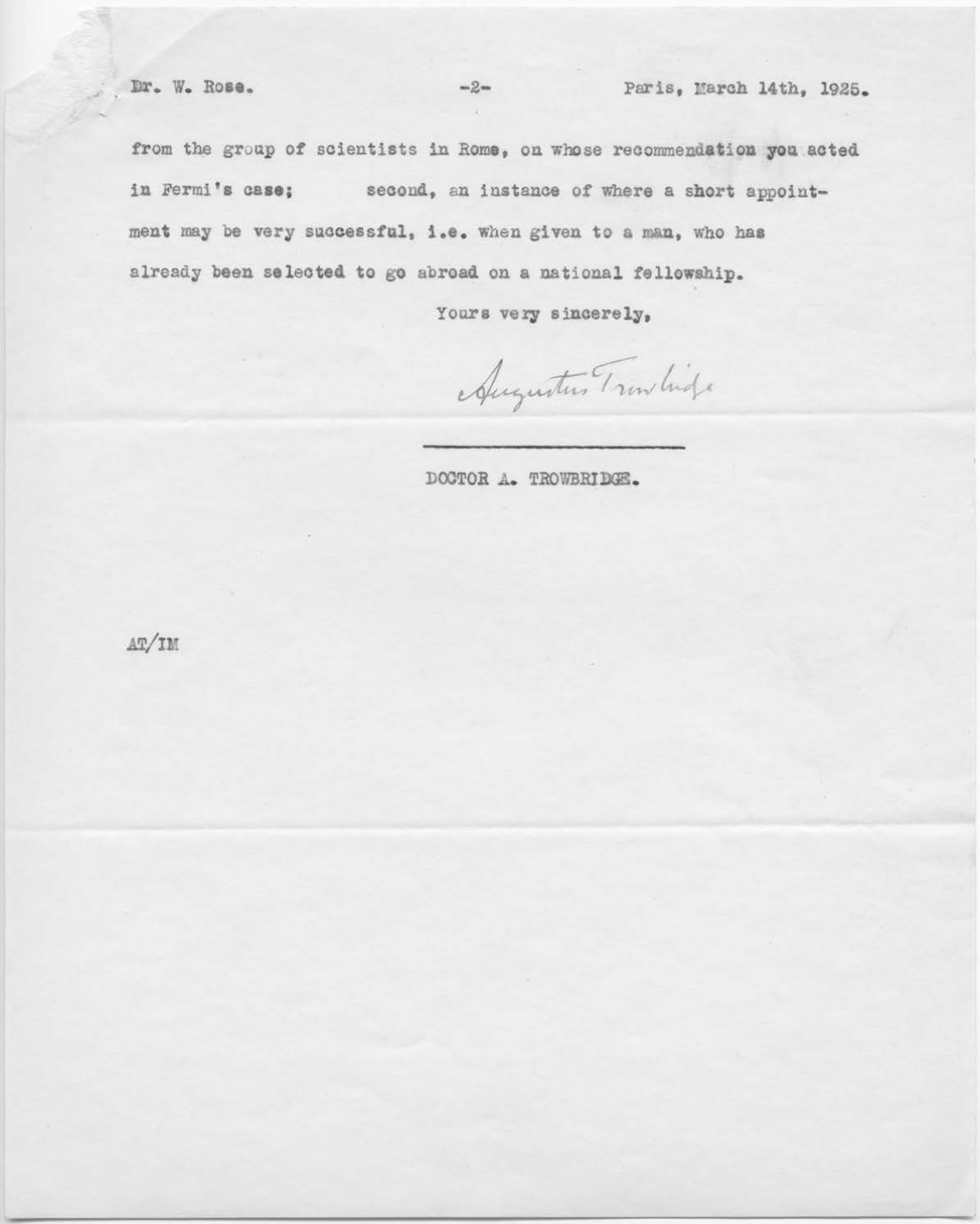from the group of scientists in Rome, on whose recommendation you acted in Fermi's case; second, an instance of where a short appointment may be very successful, i.e. when given to a man, who has already been selected to go abroad on a national fellowship.

Yours very sincerely,

Augustus Trowbridge

DOCTOR A. TROWBRIDGE.

AT/IM